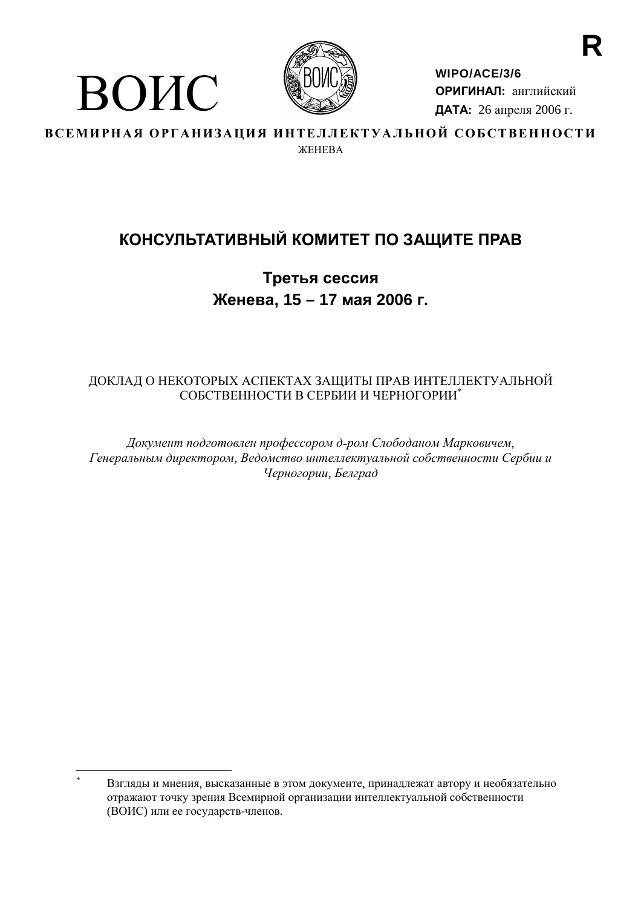R

# ВОИС

**WIPO/ACE/3/6**
**ОРИГИНАЛ:** английский
**ДАТА:** 26 апреля 2006 г.

**ВСЕМИРНАЯ ОРГАНИЗАЦИЯ ИНТЕЛЛЕКТУАЛЬНОЙ СОБСТВЕННОСТИ**
ЖЕНЕВА

## КОНСУЛЬТАТИВНЫЙ КОМИТЕТ ПО ЗАЩИТЕ ПРАВ

### Третья сессия
### Женева, 15 – 17 мая 2006 г.

ДОКЛАД О НЕКОТОРЫХ АСПЕКТАХ ЗАЩИТЫ ПРАВ ИНТЕЛЛЕКТУАЛЬНОЙ СОБСТВЕННОСТИ В СЕРБИИ И ЧЕРНОГОРИИ*

*Документ подготовлен профессором д-ром Слободаном Марковичем, Генеральным директором, Ведомство интеллектуальной собственности Сербии и Черногории, Белград*

---

* Взгляды и мнения, высказанные в этом документе, принадлежат автору и необязательно отражают точку зрения Всемирной организации интеллектуальной собственности (ВОИС) или ее государств-членов.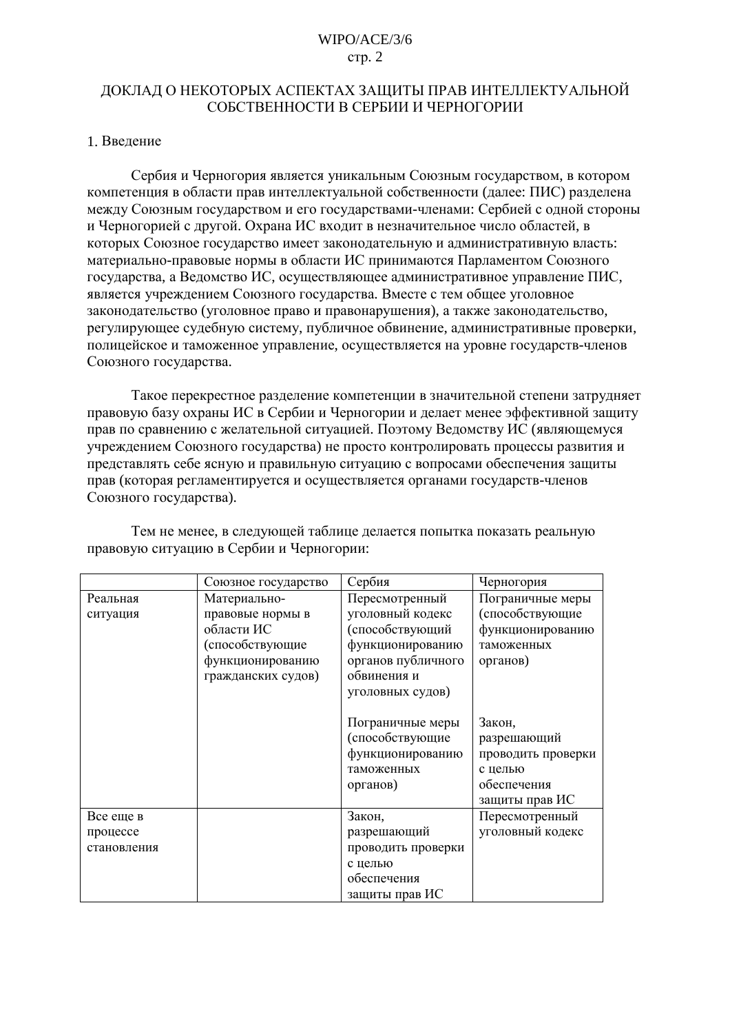## ДОКЛАД О НЕКОТОРЫХ АСПЕКТАХ ЗАЩИТЫ ПРАВ ИНТЕЛЛЕКТУАЛЬНОЙ СОБСТВЕННОСТИ В СЕРБИИ И ЧЕРНОГОРИИ

### 1. Введение

Сербия и Черногория является уникальным Союзным государством, в котором компетенция в области прав интеллектуальной собственности (далее: ПИС) разделена между Союзным государством и его государствами-членами: Сербией с одной стороны и Черногорией с другой. Охрана ИС входит в незначительное число областей, в которых Союзное государство имеет законодательную и административную власть: материально-правовые нормы в области ИС принимаются Парламентом Союзного государства, а Ведомство ИС, осуществляющее административное управление ПИС, является учреждением Союзного государства. Вместе с тем общее уголовное законодательство (уголовное право и правонарушения), а также законодательство, регулирующее судебную систему, публичное обвинение, административные проверки, полицейское и таможенное управление, осуществляется на уровне государств-членов Союзного государства.

Такое перекрестное разделение компетенции в значительной степени затрудняет правовую базу охраны ИС в Сербии и Черногории и делает менее эффективной защиту прав по сравнению с желательной ситуацией. Поэтому Ведомству ИС (являющемуся учреждением Союзного государства) не просто контролировать процессы развития и представлять себе ясную и правильную ситуацию с вопросами обеспечения защиты прав (которая регламентируется и осуществляется органами государств-членов Союзного государства).

Тем не менее, в следующей таблице делается попытка показать реальную правовую ситуацию в Сербии и Черногории:

| | Союзное государство | Сербия | Черногория |
|---|---|---|---|
| Реальная ситуация | Материально-правовые нормы в области ИС (способствующие функционированию гражданских судов) | Пересмотренный уголовный кодекс (способствующий функционированию органов публичного обвинения и уголовных судов)<br><br>Пограничные меры (способствующие функционированию таможенных органов) | Пограничные меры (способствующие функционированию таможенных органов)<br><br>Закон, разрешающий проводить проверки с целью обеспечения защиты прав ИС |
| Все еще в процессе становления | | Закон, разрешающий проводить проверки с целью обеспечения защиты прав ИС | Пересмотренный уголовный кодекс |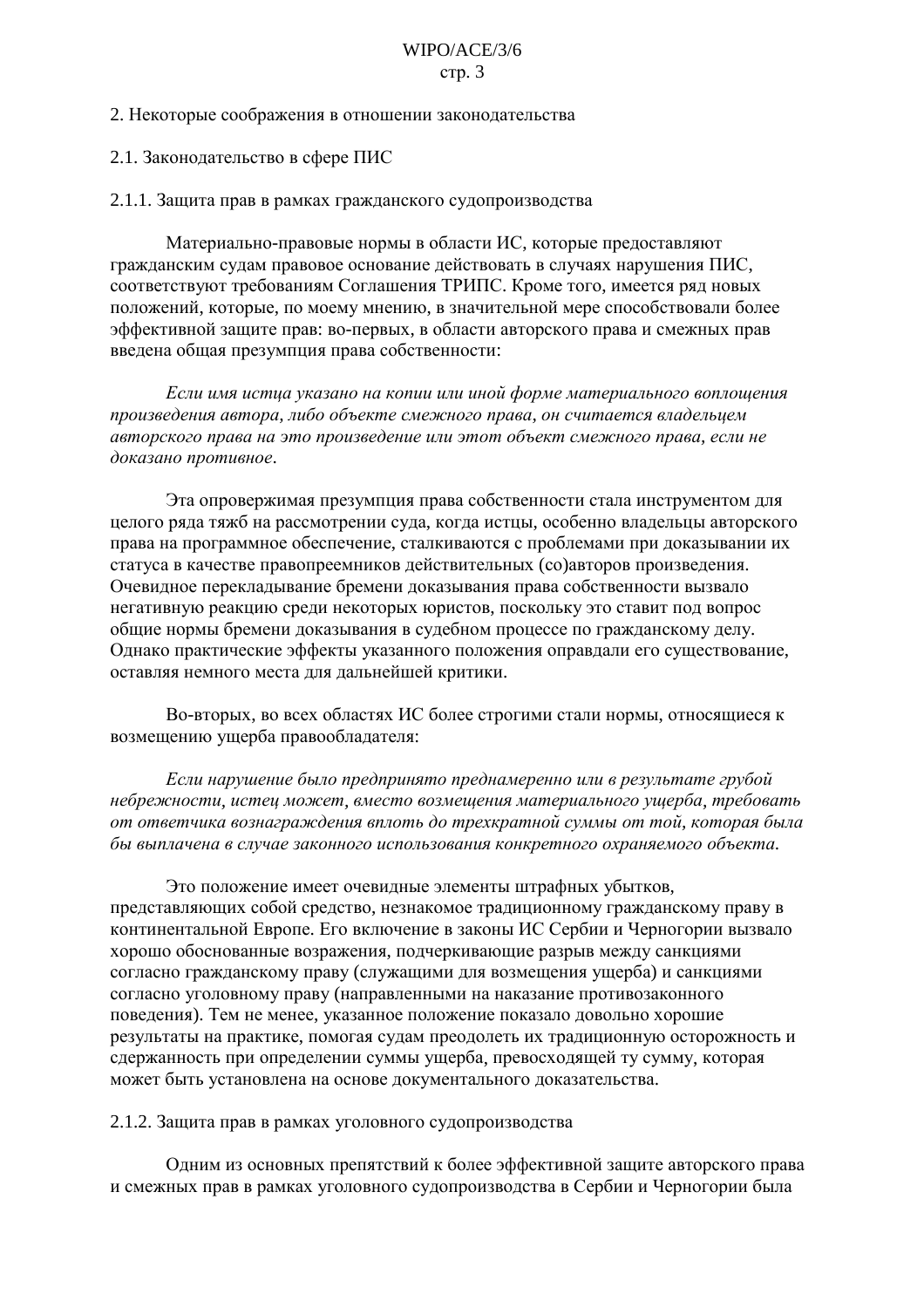## 2. Некоторые соображения в отношении законодательства

### 2.1. Законодательство в сфере ПИС

#### 2.1.1. Защита прав в рамках гражданского судопроизводства

Материально-правовые нормы в области ИС, которые предоставляют гражданским судам правовое основание действовать в случаях нарушения ПИС, соответствуют требованиям Соглашения ТРИПС. Кроме того, имеется ряд новых положений, которые, по моему мнению, в значительной мере способствовали более эффективной защите прав: во-первых, в области авторского права и смежных прав введена общая презумпция права собственности:

*Если имя истца указано на копии или иной форме материального воплощения произведения автора, либо объекте смежного права, он считается владельцем авторского права на это произведение или этот объект смежного права, если не доказано противное.*

Эта опровержимая презумпция права собственности стала инструментом для целого ряда тяжб на рассмотрении суда, когда истцы, особенно владельцы авторского права на программное обеспечение, сталкиваются с проблемами при доказывании их статуса в качестве правопреемников действительных (со)авторов произведения. Очевидное перекладывание бремени доказывания права собственности вызвало негативную реакцию среди некоторых юристов, поскольку это ставит под вопрос общие нормы бремени доказывания в судебном процессе по гражданскому делу. Однако практические эффекты указанного положения оправдали его существование, оставляя немного места для дальнейшей критики.

Во-вторых, во всех областях ИС более строгими стали нормы, относящиеся к возмещению ущерба правообладателя:

*Если нарушение было предпринято преднамеренно или в результате грубой небрежности, истец может, вместо возмещения материального ущерба, требовать от ответчика вознаграждения вплоть до трехкратной суммы от той, которая была бы выплачена в случае законного использования конкретного охраняемого объекта.*

Это положение имеет очевидные элементы штрафных убытков, представляющих собой средство, незнакомое традиционному гражданскому праву в континентальной Европе. Его включение в законы ИС Сербии и Черногории вызвало хорошо обоснованные возражения, подчеркивающие разрыв между санкциями согласно гражданскому праву (служащими для возмещения ущерба) и санкциями согласно уголовному праву (направленными на наказание противозаконного поведения). Тем не менее, указанное положение показало довольно хорошие результаты на практике, помогая судам преодолеть их традиционную осторожность и сдержанность при определении суммы ущерба, превосходящей ту сумму, которая может быть установлена на основе документального доказательства.

#### 2.1.2. Защита прав в рамках уголовного судопроизводства

Одним из основных препятствий к более эффективной защите авторского права и смежных прав в рамках уголовного судопроизводства в Сербии и Черногории была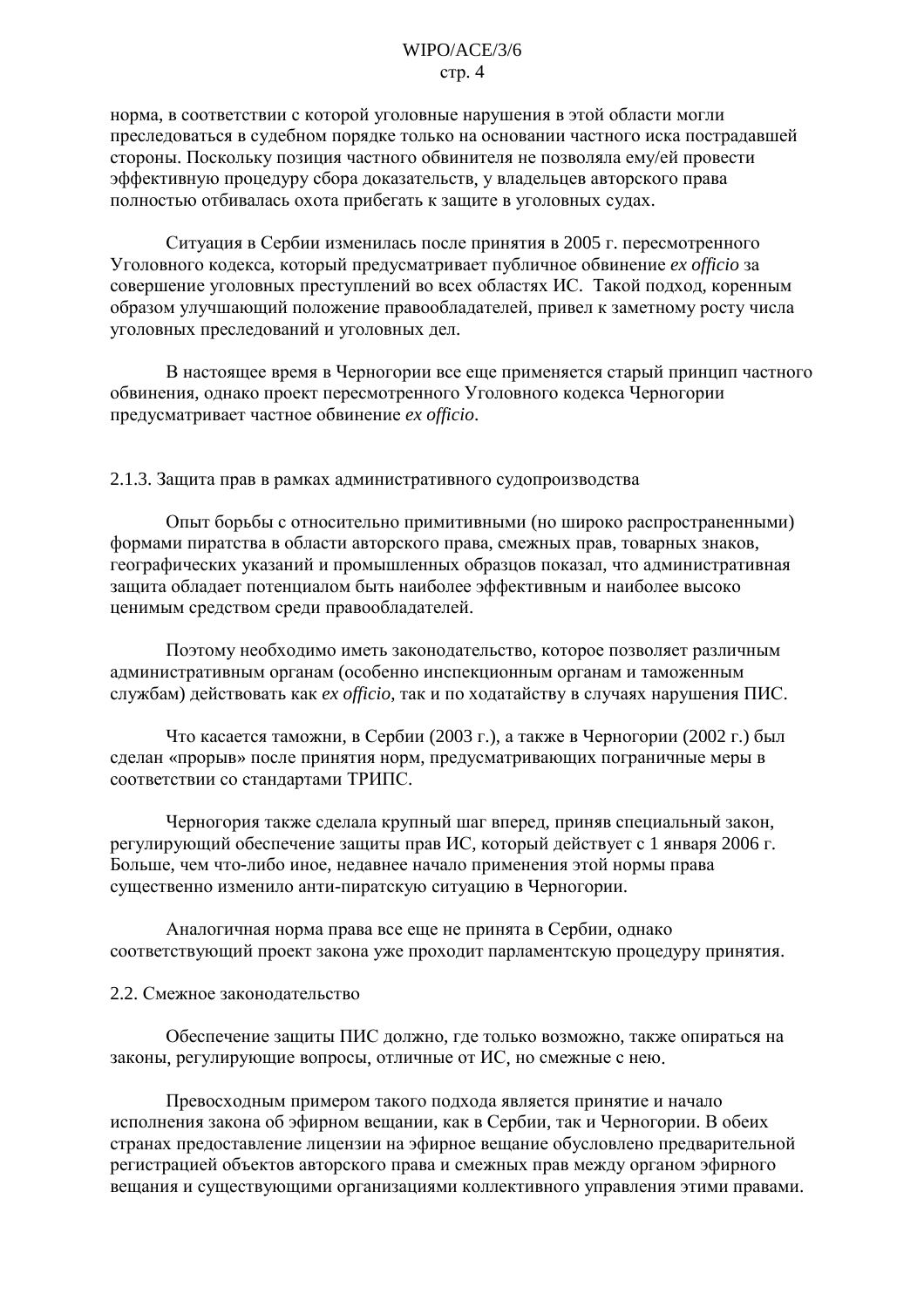норма, в соответствии с которой уголовные нарушения в этой области могли преследоваться в судебном порядке только на основании частного иска пострадавшей стороны. Поскольку позиция частного обвинителя не позволяла ему/ей провести эффективную процедуру сбора доказательств, у владельцев авторского права полностью отбивалась охота прибегать к защите в уголовных судах.

Ситуация в Сербии изменилась после принятия в 2005 г. пересмотренного Уголовного кодекса, который предусматривает публичное обвинение *ex officio* за совершение уголовных преступлений во всех областях ИС. Такой подход, коренным образом улучшающий положение правообладателей, привел к заметному росту числа уголовных преследований и уголовных дел.

В настоящее время в Черногории все еще применяется старый принцип частного обвинения, однако проект пересмотренного Уголовного кодекса Черногории предусматривает частное обвинение *ex officio*.

### 2.1.3. Защита прав в рамках административного судопроизводства

Опыт борьбы с относительно примитивными (но широко распространенными) формами пиратства в области авторского права, смежных прав, товарных знаков, географических указаний и промышленных образцов показал, что административная защита обладает потенциалом быть наиболее эффективным и наиболее высоко ценимым средством среди правообладателей.

Поэтому необходимо иметь законодательство, которое позволяет различным административным органам (особенно инспекционным органам и таможенным службам) действовать как *ex officio*, так и по ходатайству в случаях нарушения ПИС.

Что касается таможни, в Сербии (2003 г.), а также в Черногории (2002 г.) был сделан «прорыв» после принятия норм, предусматривающих пограничные меры в соответствии со стандартами ТРИПС.

Черногория также сделала крупный шаг вперед, приняв специальный закон, регулирующий обеспечение защиты прав ИС, который действует с 1 января 2006 г. Больше, чем что-либо иное, недавнее начало применения этой нормы права существенно изменило анти-пиратскую ситуацию в Черногории.

Аналогичная норма права все еще не принята в Сербии, однако соответствующий проект закона уже проходит парламентскую процедуру принятия.

### 2.2. Смежное законодательство

Обеспечение защиты ПИС должно, где только возможно, также опираться на законы, регулирующие вопросы, отличные от ИС, но смежные с нею.

Превосходным примером такого подхода является принятие и начало исполнения закона об эфирном вещании, как в Сербии, так и Черногории. В обеих странах предоставление лицензии на эфирное вещание обусловлено предварительной регистрацией объектов авторского права и смежных прав между органом эфирного вещания и существующими организациями коллективного управления этими правами.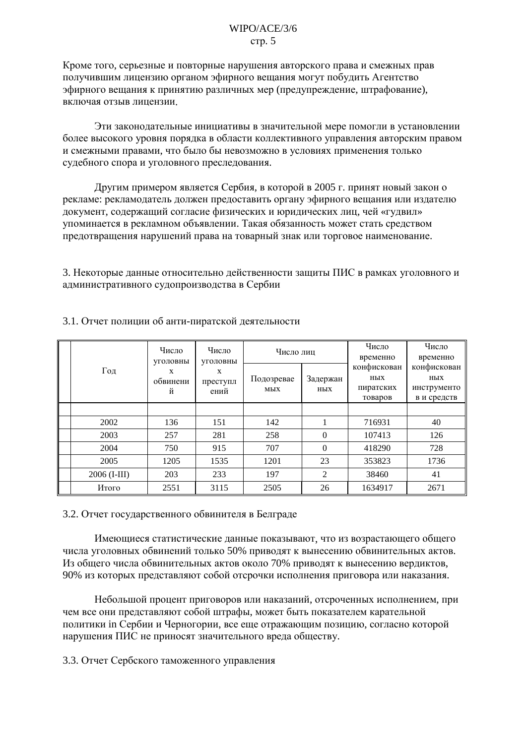Кроме того, серьезные и повторные нарушения авторского права и смежных прав получившим лицензию органом эфирного вещания могут побудить Агентство эфирного вещания к принятию различных мер (предупреждение, штрафование), включая отзыв лицензии.

Эти законодательные инициативы в значительной мере помогли в установлении более высокого уровня порядка в области коллективного управления авторским правом и смежными правами, что было бы невозможно в условиях применения только судебного спора и уголовного преследования.

Другим примером является Сербия, в которой в 2005 г. принят новый закон о рекламе: рекламодатель должен предоставить органу эфирного вещания или издателю документ, содержащий согласие физических и юридических лиц, чей «гудвил» упоминается в рекламном объявлении. Такая обязанность может стать средством предотвращения нарушений права на товарный знак или торговое наименование.

## 3. Некоторые данные относительно действенности защиты ПИС в рамках уголовного и административного судопроизводства в Сербии

### 3.1. Отчет полиции об анти-пиратской деятельности

| Год | Число уголовных обвинений | Число уголовных преступлений | Число лиц | | Число временно конфискованных пиратских товаров | Число временно конфискованных инструментов и средств |
|---|---|---|---|---|---|---|
| | | | Подозреваемых | Задержанных | | |
| 2002 | 136 | 151 | 142 | 1 | 716931 | 40 |
| 2003 | 257 | 281 | 258 | 0 | 107413 | 126 |
| 2004 | 750 | 915 | 707 | 0 | 418290 | 728 |
| 2005 | 1205 | 1535 | 1201 | 23 | 353823 | 1736 |
| 2006 (I-III) | 203 | 233 | 197 | 2 | 38460 | 41 |
| Итого | 2551 | 3115 | 2505 | 26 | 1634917 | 2671 |

### 3.2. Отчет государственного обвинителя в Белграде

Имеющиеся статистические данные показывают, что из возрастающего общего числа уголовных обвинений только 50% приводят к вынесению обвинительных актов. Из общего числа обвинительных актов около 70% приводят к вынесению вердиктов, 90% из которых представляют собой отсрочки исполнения приговора или наказания.

Небольшой процент приговоров или наказаний, отсроченных исполнением, при чем все они представляют собой штрафы, может быть показателем карательной политики in Сербии и Черногории, все еще отражающим позицию, согласно которой нарушения ПИС не приносят значительного вреда обществу.

### 3.3. Отчет Сербского таможенного управления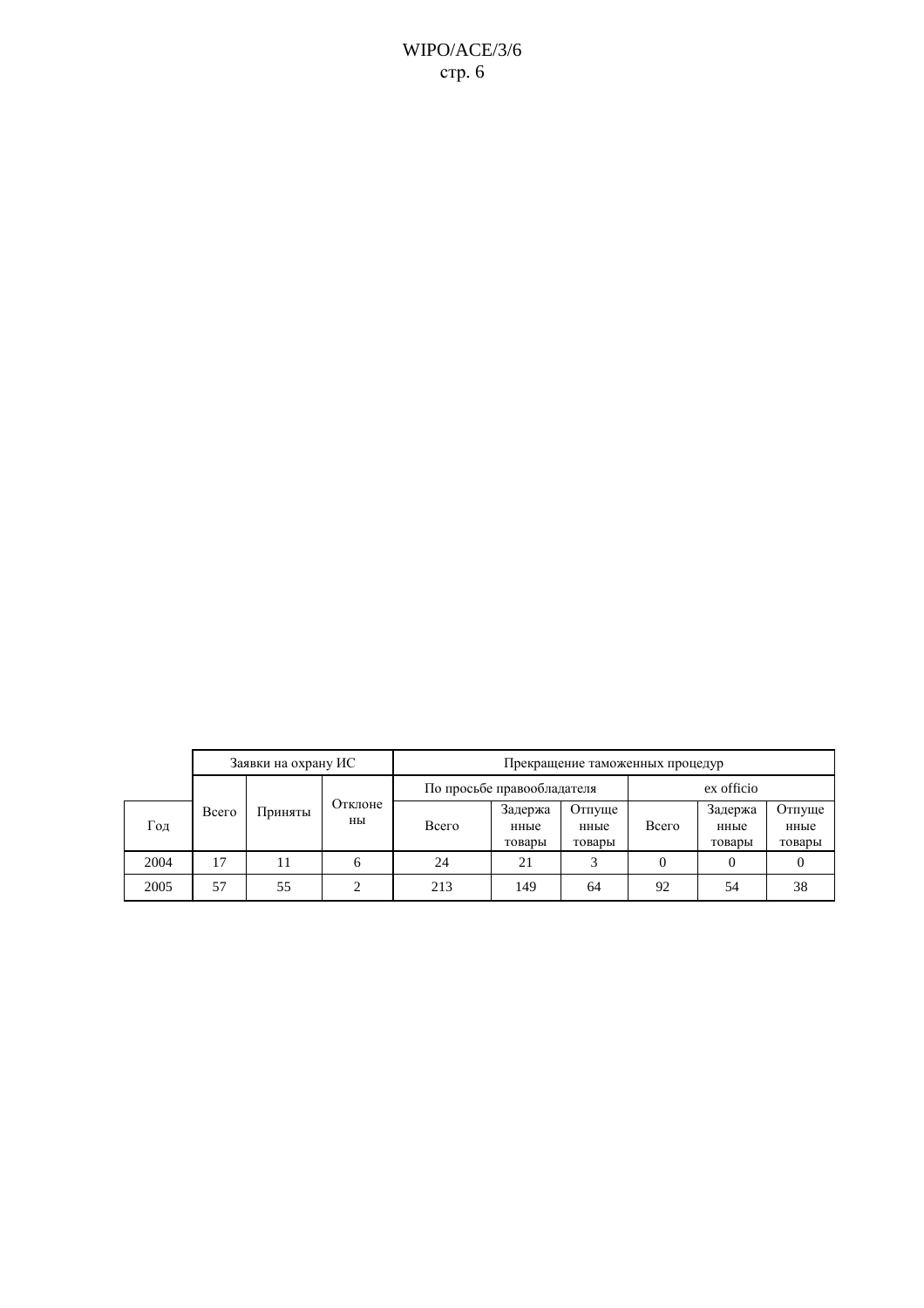| | Заявки на охрану ИС | | | Прекращение таможенных процедур | | | | | |
|---|---|---|---|---|---|---|---|---|---|
| | | | | По просьбе правообладателя | | | ex officio | | |
| Год | Всего | Приняты | Отклонены | Всего | Задержанные товары | Отпущенные товары | Всего | Задержанные товары | Отпущенные товары |
| 2004 | 17 | 11 | 6 | 24 | 21 | 3 | 0 | 0 | 0 |
| 2005 | 57 | 55 | 2 | 213 | 149 | 64 | 92 | 54 | 38 |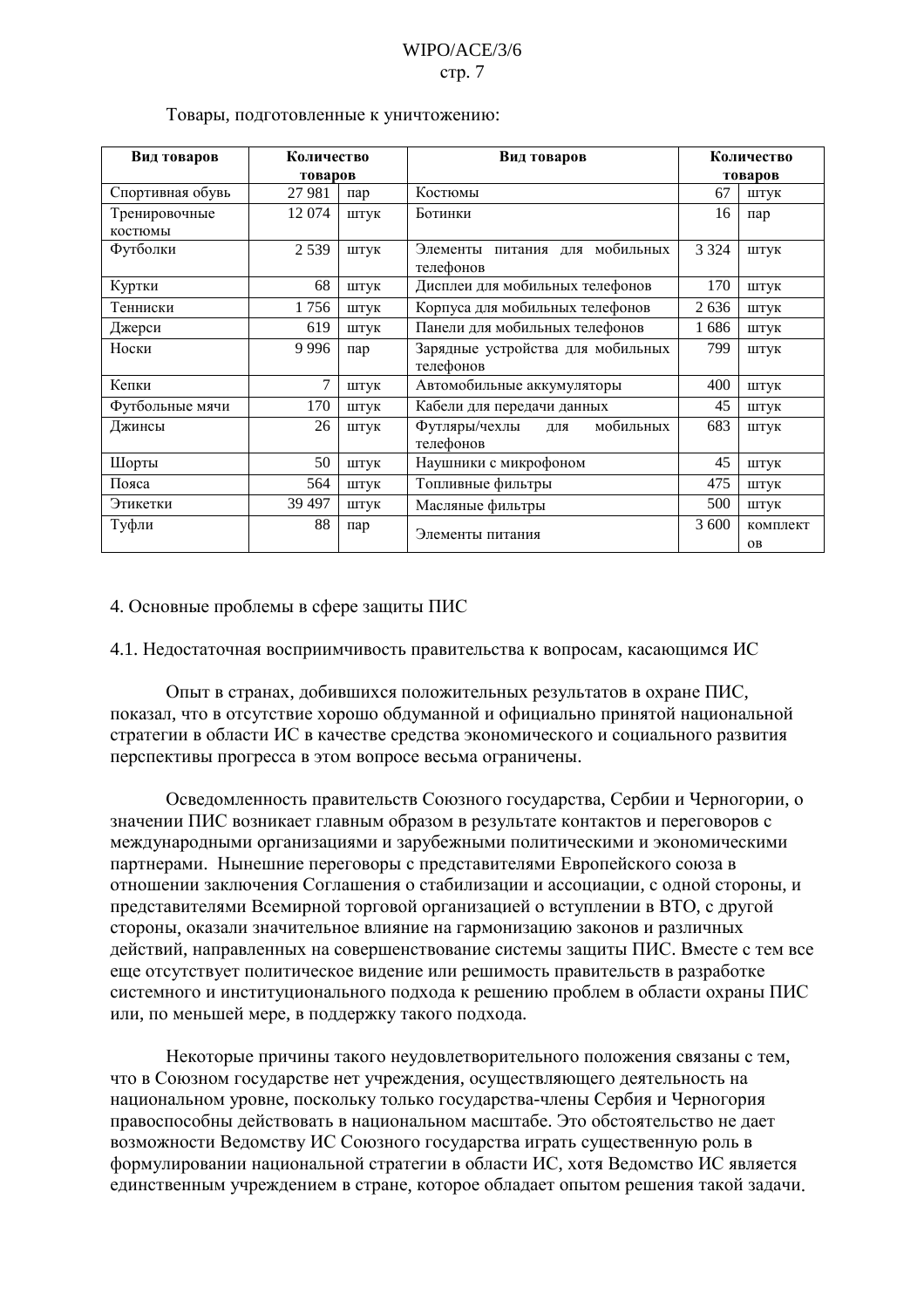Товары, подготовленные к уничтожению:

| Вид товаров | Количество товаров | | Вид товаров | Количество товаров | |
|---|---|---|---|---|---|
| Спортивная обувь | 27 981 | пар | Костюмы | 67 | штук |
| Тренировочные костюмы | 12 074 | штук | Ботинки | 16 | пар |
| Футболки | 2 539 | штук | Элементы питания для мобильных телефонов | 3 324 | штук |
| Куртки | 68 | штук | Дисплеи для мобильных телефонов | 170 | штук |
| Тенниски | 1 756 | штук | Корпуса для мобильных телефонов | 2 636 | штук |
| Джерси | 619 | штук | Панели для мобильных телефонов | 1 686 | штук |
| Носки | 9 996 | пар | Зарядные устройства для мобильных телефонов | 799 | штук |
| Кепки | 7 | штук | Автомобильные аккумуляторы | 400 | штук |
| Футбольные мячи | 170 | штук | Кабели для передачи данных | 45 | штук |
| Джинсы | 26 | штук | Футляры/чехлы для мобильных телефонов | 683 | штук |
| Шорты | 50 | штук | Наушники с микрофоном | 45 | штук |
| Пояса | 564 | штук | Топливные фильтры | 475 | штук |
| Этикетки | 39 497 | штук | Масляные фильтры | 500 | штук |
| Туфли | 88 | пар | Элементы питания | 3 600 | комплектов |

4. Основные проблемы в сфере защиты ПИС

4.1. Недостаточная восприимчивость правительства к вопросам, касающимся ИС

Опыт в странах, добившихся положительных результатов в охране ПИС, показал, что в отсутствие хорошо обдуманной и официально принятой национальной стратегии в области ИС в качестве средства экономического и социального развития перспективы прогресса в этом вопросе весьма ограничены.

Осведомленность правительств Союзного государства, Сербии и Черногории, о значении ПИС возникает главным образом в результате контактов и переговоров с международными организациями и зарубежными политическими и экономическими партнерами. Нынешние переговоры с представителями Европейского союза в отношении заключения Соглашения о стабилизации и ассоциации, с одной стороны, и представителями Всемирной торговой организацией о вступлении в ВТО, с другой стороны, оказали значительное влияние на гармонизацию законов и различных действий, направленных на совершенствование системы защиты ПИС. Вместе с тем все еще отсутствует политическое видение или решимость правительств в разработке системного и институционального подхода к решению проблем в области охраны ПИС или, по меньшей мере, в поддержку такого подхода.

Некоторые причины такого неудовлетворительного положения связаны с тем, что в Союзном государстве нет учреждения, осуществляющего деятельность на национальном уровне, поскольку только государства-члены Сербия и Черногория правоспособны действовать в национальном масштабе. Это обстоятельство не дает возможности Ведомству ИС Союзного государства играть существенную роль в формулировании национальной стратегии в области ИС, хотя Ведомство ИС является единственным учреждением в стране, которое обладает опытом решения такой задачи.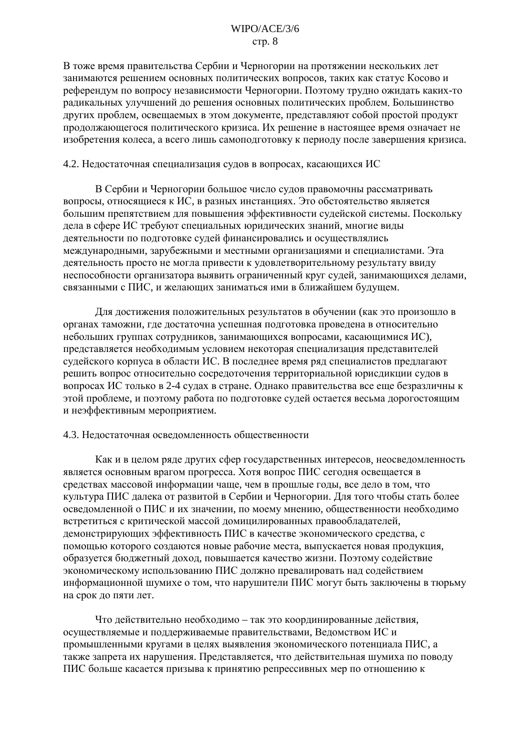В тоже время правительства Сербии и Черногории на протяжении нескольких лет занимаются решением основных политических вопросов, таких как статус Косово и референдум по вопросу независимости Черногории. Поэтому трудно ожидать каких-то радикальных улучшений до решения основных политических проблем. Большинство других проблем, освещаемых в этом документе, представляют собой простой продукт продолжающегося политического кризиса. Их решение в настоящее время означает не изобретения колеса, а всего лишь самоподготовку к периоду после завершения кризиса.

4.2. Недостаточная специализация судов в вопросах, касающихся ИС

В Сербии и Черногории большое число судов правомочны рассматривать вопросы, относящиеся к ИС, в разных инстанциях. Это обстоятельство является большим препятствием для повышения эффективности судейской системы. Поскольку дела в сфере ИС требуют специальных юридических знаний, многие виды деятельности по подготовке судей финансировались и осуществлялись международными, зарубежными и местными организациями и специалистами. Эта деятельность просто не могла привести к удовлетворительному результату ввиду неспособности организатора выявить ограниченный круг судей, занимающихся делами, связанными с ПИС, и желающих заниматься ими в ближайшем будущем.

Для достижения положительных результатов в обучении (как это произошло в органах таможни, где достаточна успешная подготовка проведена в относительно небольших группах сотрудников, занимающихся вопросами, касающимися ИС), представляется необходимым условием некоторая специализация представителей судейского корпуса в области ИС. В последнее время ряд специалистов предлагают решить вопрос относительно сосредоточения территориальной юрисдикции судов в вопросах ИС только в 2-4 судах в стране. Однако правительства все еще безразличны к этой проблеме, и поэтому работа по подготовке судей остается весьма дорогостоящим и неэффективным мероприятием.

4.3. Недостаточная осведомленность общественности

Как и в целом ряде других сфер государственных интересов, неосведомленность является основным врагом прогресса. Хотя вопрос ПИС сегодня освещается в средствах массовой информации чаще, чем в прошлые годы, все дело в том, что культура ПИС далека от развитой в Сербии и Черногории. Для того чтобы стать более осведомленной о ПИС и их значении, по моему мнению, общественности необходимо встретиться с критической массой домицилированных правообладателей, демонстрирующих эффективность ПИС в качестве экономического средства, с помощью которого создаются новые рабочие места, выпускается новая продукция, образуется бюджетный доход, повышается качество жизни. Поэтому содействие экономическому использованию ПИС должно превалировать над содействием информационной шумихе о том, что нарушители ПИС могут быть заключены в тюрьму на срок до пяти лет.

Что действительно необходимо – так это координированные действия, осуществляемые и поддерживаемые правительствами, Ведомством ИС и промышленными кругами в целях выявления экономического потенциала ПИС, а также запрета их нарушения. Представляется, что действительная шумиха по поводу ПИС больше касается призыва к принятию репрессивных мер по отношению к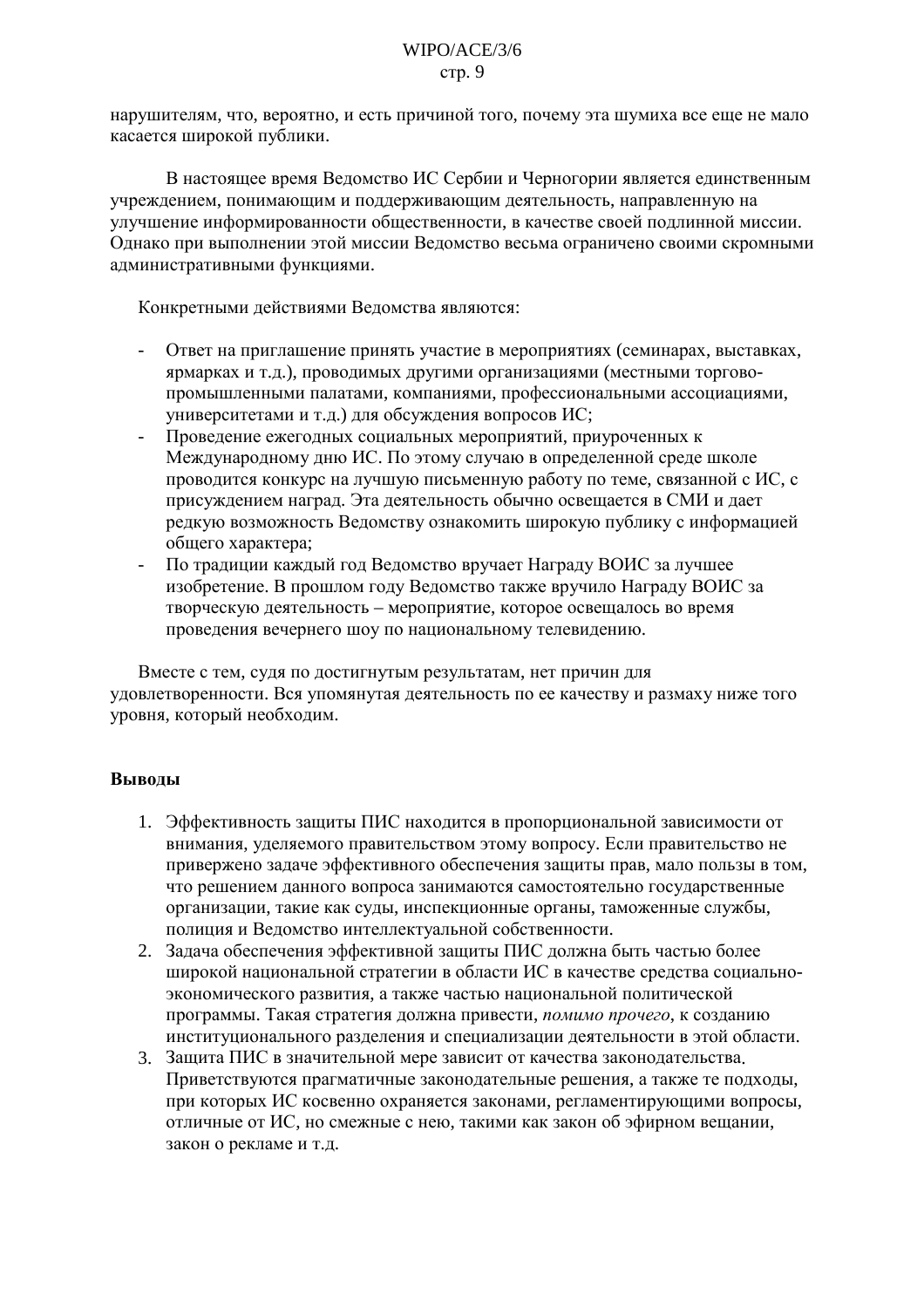нарушителям, что, вероятно, и есть причиной того, почему эта шумиха все еще не мало касается широкой публики.

В настоящее время Ведомство ИС Сербии и Черногории является единственным учреждением, понимающим и поддерживающим деятельность, направленную на улучшение информированности общественности, в качестве своей подлинной миссии. Однако при выполнении этой миссии Ведомство весьма ограничено своими скромными административными функциями.

Конкретными действиями Ведомства являются:

- Ответ на приглашение принять участие в мероприятиях (семинарах, выставках, ярмарках и т.д.), проводимых другими организациями (местными торгово-промышленными палатами, компаниями, профессиональными ассоциациями, университетами и т.д.) для обсуждения вопросов ИС;
- Проведение ежегодных социальных мероприятий, приуроченных к Международному дню ИС. По этому случаю в определенной среде школе проводится конкурс на лучшую письменную работу по теме, связанной с ИС, с присуждением наград. Эта деятельность обычно освещается в СМИ и дает редкую возможность Ведомству ознакомить широкую публику с информацией общего характера;
- По традиции каждый год Ведомство вручает Награду ВОИС за лучшее изобретение. В прошлом году Ведомство также вручило Награду ВОИС за творческую деятельность – мероприятие, которое освещалось во время проведения вечернего шоу по национальному телевидению.

Вместе с тем, судя по достигнутым результатам, нет причин для удовлетворенности. Вся упомянутая деятельность по ее качеству и размаху ниже того уровня, который необходим.

**Выводы**

1. Эффективность защиты ПИС находится в пропорциональной зависимости от внимания, уделяемого правительством этому вопросу. Если правительство не привержено задаче эффективного обеспечения защиты прав, мало пользы в том, что решением данного вопроса занимаются самостоятельно государственные организации, такие как суды, инспекционные органы, таможенные службы, полиция и Ведомство интеллектуальной собственности.
2. Задача обеспечения эффективной защиты ПИС должна быть частью более широкой национальной стратегии в области ИС в качестве средства социально-экономического развития, а также частью национальной политической программы. Такая стратегия должна привести, *помимо прочего*, к созданию институционального разделения и специализации деятельности в этой области.
3. Защита ПИС в значительной мере зависит от качества законодательства. Приветствуются прагматичные законодательные решения, а также те подходы, при которых ИС косвенно охраняется законами, регламентирующими вопросы, отличные от ИС, но смежные с нею, такими как закон об эфирном вещании, закон о рекламе и т.д.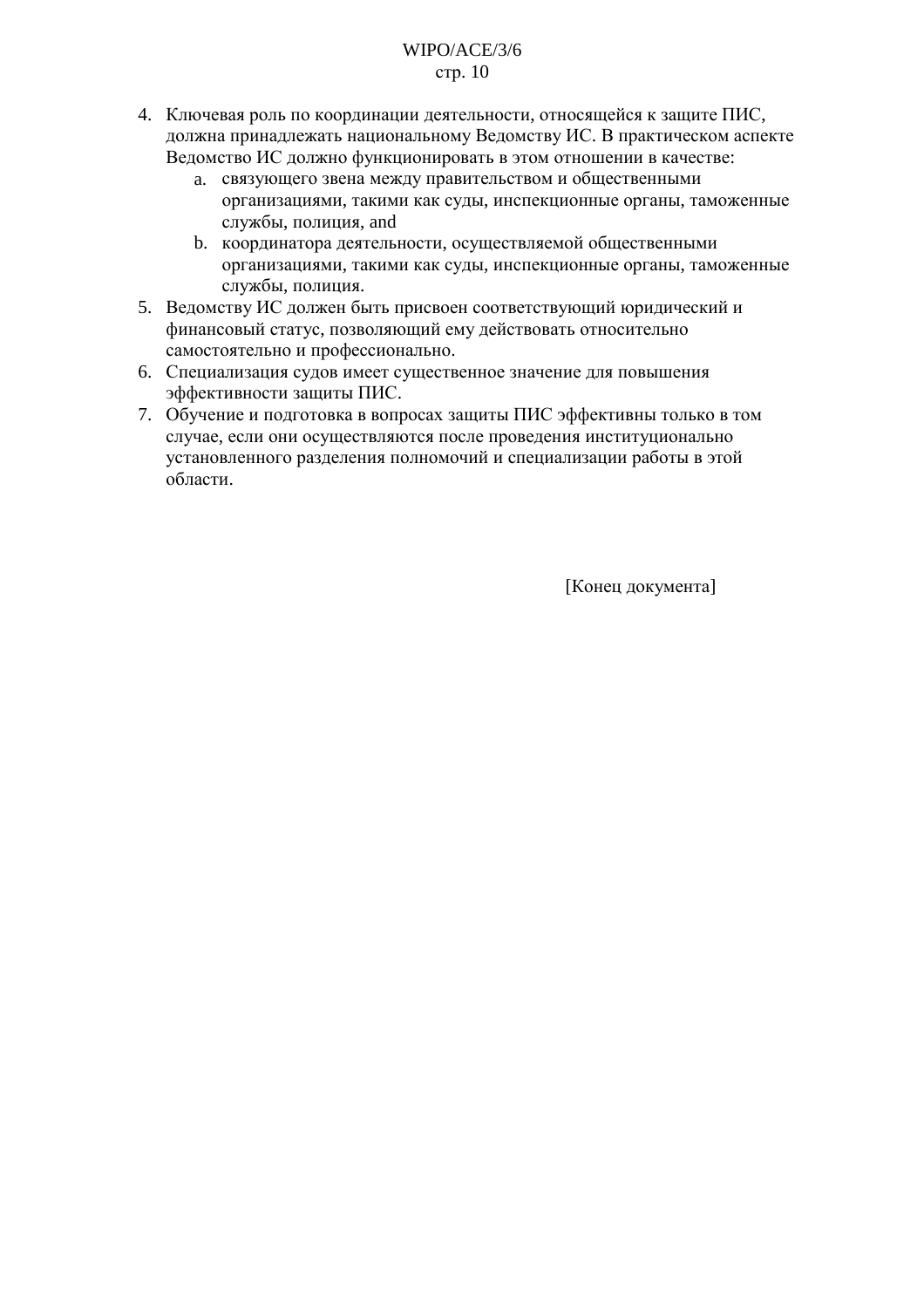4. Ключевая роль по координации деятельности, относящейся к защите ПИС, должна принадлежать национальному Ведомству ИС. В практическом аспекте Ведомство ИС должно функционировать в этом отношении в качестве:
    a. связующего звена между правительством и общественными организациями, такими как суды, инспекционные органы, таможенные службы, полиция, and
    b. координатора деятельности, осуществляемой общественными организациями, такими как суды, инспекционные органы, таможенные службы, полиция.
5. Ведомству ИС должен быть присвоен соответствующий юридический и финансовый статус, позволяющий ему действовать относительно самостоятельно и профессионально.
6. Специализация судов имеет существенное значение для повышения эффективности защиты ПИС.
7. Обучение и подготовка в вопросах защиты ПИС эффективны только в том случае, если они осуществляются после проведения институционально установленного разделения полномочий и специализации работы в этой области.

[Конец документа]